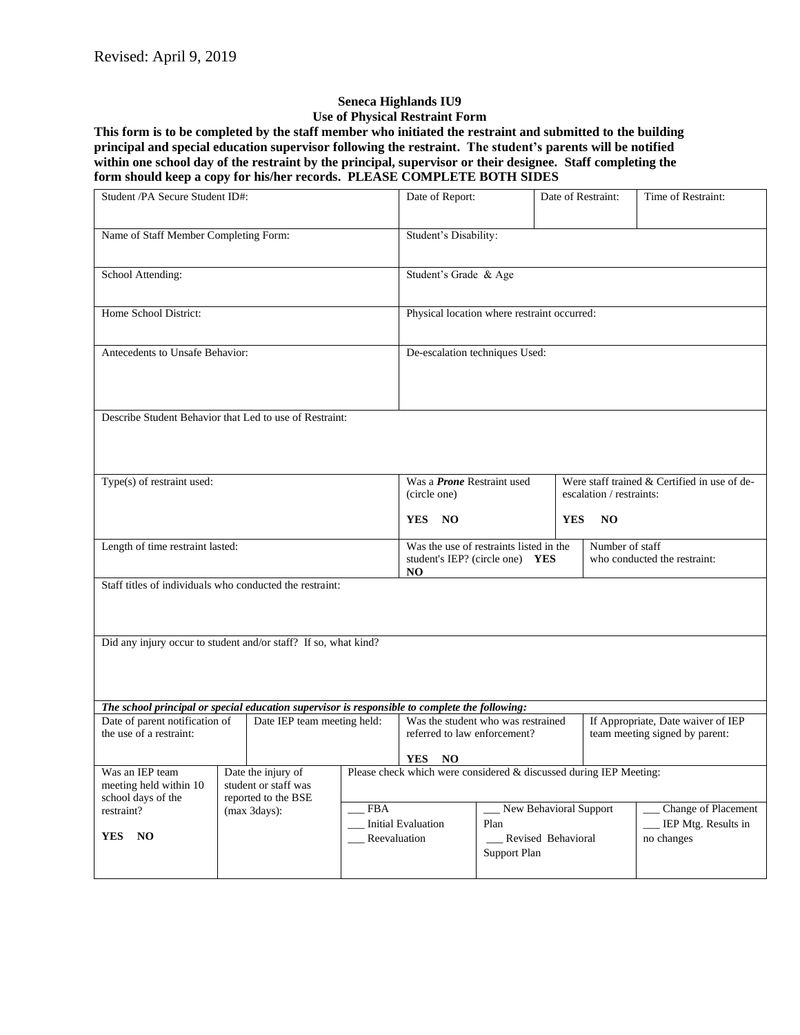Revised: April 9, 2019

**Seneca Highlands IU9**
**Use of Physical Restraint Form**

**This form is to be completed by the staff member who initiated the restraint and submitted to the building principal and special education supervisor following the restraint. The student's parents will be notified within one school day of the restraint by the principal, supervisor or their designee. Staff completing the form should keep a copy for his/her records. PLEASE COMPLETE BOTH SIDES**

| | | | |
|---|---|---|---|
| Student /PA Secure Student ID#: | Date of Report: | Date of Restraint: | Time of Restraint: |
| Name of Staff Member Completing Form: | Student's Disability: | | |
| School Attending: | Student's Grade & Age | | |
| Home School District: | Physical location where restraint occurred: | | |
| Antecedents to Unsafe Behavior: | De-escalation techniques Used: | | |
| Describe Student Behavior that Led to use of Restraint: | | | |
| Type(s) of restraint used: | Was a ***Prone*** Restraint used (circle one) **YES NO** | Were staff trained & Certified in use of de-escalation / restraints: **YES NO** | |
| Length of time restraint lasted: | Was the use of restraints listed in the student's IEP? (circle one) **YES NO** | Number of staff who conducted the restraint: | |
| Staff titles of individuals who conducted the restraint: | | | |
| Did any injury occur to student and/or staff? If so, what kind? | | | |

***The school principal or special education supervisor is responsible to complete the following:***

| | | | |
|---|---|---|---|
| Date of parent notification of the use of a restraint: | Date IEP team meeting held: | Was the student who was restrained referred to law enforcement? **YES NO** | If Appropriate, Date waiver of IEP team meeting signed by parent: |

| | | | | |
|---|---|---|---|---|
| Was an IEP team meeting held within 10 school days of the restraint? **YES NO** | Date the injury of student or staff was reported to the BSE (max 3days): | Please check which were considered & discussed during IEP Meeting: ___ FBA ___ Initial Evaluation ___ Reevaluation | ___ New Behavioral Support Plan ___ Revised Behavioral Support Plan | ___ Change of Placement ___ IEP Mtg. Results in no changes |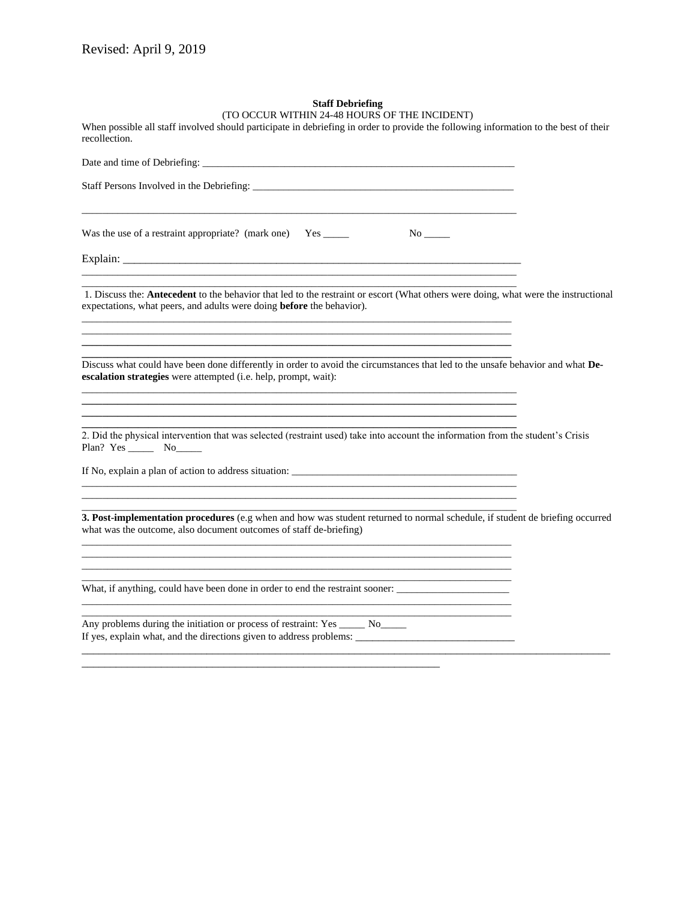Revised: April 9, 2019

**Staff Debriefing**

(TO OCCUR WITHIN 24-48 HOURS OF THE INCIDENT)

When possible all staff involved should participate in debriefing in order to provide the following information to the best of their recollection.

Date and time of Debriefing: ___________________________________________________________

Staff Persons Involved in the Debriefing: ____________________________________________________

_____________________________________________________________________________________

Was the use of a restraint appropriate? (mark one) Yes _____ No _____

Explain: ______________________________________________________________________________
_____________________________________________________________________________________
_____________________________________________________________________________________

1. Discuss the: **Antecedent** to the behavior that led to the restraint or escort (What others were doing, what were the instructional expectations, what peers, and adults were doing **before** the behavior).

_____________________________________________________________________________________
_____________________________________________________________________________________
_____________________________________________________________________________________
_____________________________________________________________________________________

Discuss what could have been done differently in order to avoid the circumstances that led to the unsafe behavior and what **De-escalation strategies** were attempted (i.e. help, prompt, wait):

_____________________________________________________________________________________
_____________________________________________________________________________________
_____________________________________________________________________________________
_____________________________________________________________________________________

2. Did the physical intervention that was selected (restraint used) take into account the information from the student's Crisis Plan? Yes _____ No_____

If No, explain a plan of action to address situation: ______________________________________________
_____________________________________________________________________________________
_____________________________________________________________________________________
_____________________________________________________________________________________

**3. Post-implementation procedures** (e.g when and how was student returned to normal schedule, if student de briefing occurred what was the outcome, also document outcomes of staff de-briefing)

_____________________________________________________________________________________
_____________________________________________________________________________________
_____________________________________________________________________________________
_____________________________________________________________________________________

What, if anything, could have been done in order to end the restraint sooner: ______________________
_____________________________________________________________________________________
_____________________________________________________________________________________

Any problems during the initiation or process of restraint: Yes _____ No_____

If yes, explain what, and the directions given to address problems: _______________________________
_____________________________________________________________________________________
_____________________________________________________________________________________